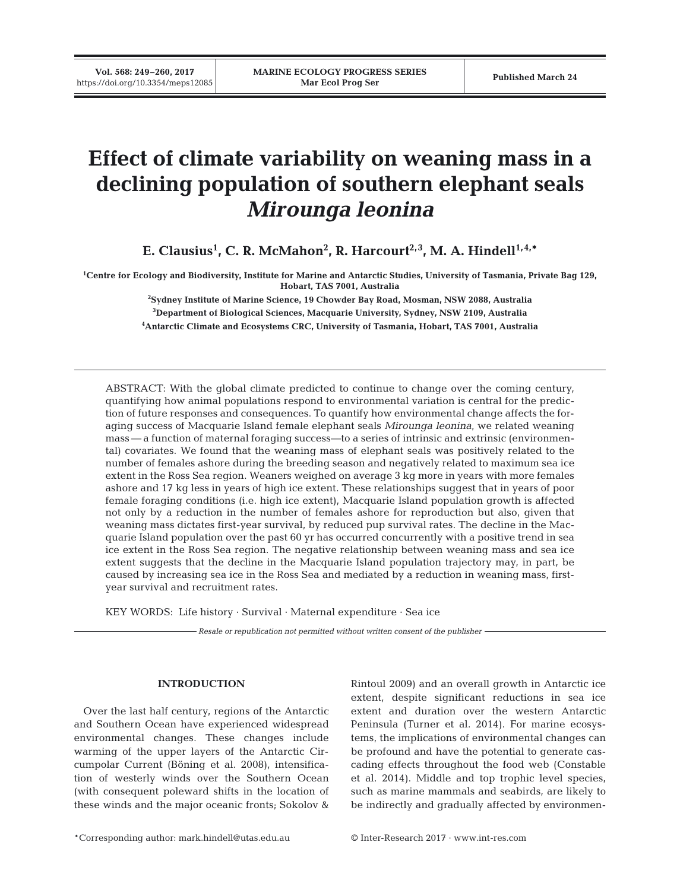# Effect of climate variability on weaning mass in a declining population of southern elephant seals *Mirounga leonina*

**E. Clausius[1], C. R. McMahon[2], R. Harcourt[2,3], M. A. Hindell[1,4,*]**

[1]Centre for Ecology and Biodiversity, Institute for Marine and Antarctic Studies, University of Tasmania, Private Bag 129, Hobart, TAS 7001, Australia

[2]Sydney Institute of Marine Science, 19 Chowder Bay Road, Mosman, NSW 2088, Australia

[3]Department of Biological Sciences, Macquarie University, Sydney, NSW 2109, Australia

[4]Antarctic Climate and Ecosystems CRC, University of Tasmania, Hobart, TAS 7001, Australia

ABSTRACT: With the global climate predicted to continue to change over the coming century, quantifying how animal populations respond to environmental variation is central for the prediction of future responses and consequences. To quantify how environmental change affects the foraging success of Macquarie Island female elephant seals *Mirounga leonina*, we related weaning mass — a function of maternal foraging success—to a series of intrinsic and extrinsic (environmental) covariates. We found that the weaning mass of elephant seals was positively related to the number of females ashore during the breeding season and negatively related to maximum sea ice extent in the Ross Sea region. Weaners weighed on average 3 kg more in years with more females ashore and 17 kg less in years of high ice extent. These relationships suggest that in years of poor female foraging conditions (i.e. high ice extent), Macquarie Island population growth is affected not only by a reduction in the number of females ashore for reproduction but also, given that weaning mass dictates first-year survival, by reduced pup survival rates. The decline in the Macquarie Island population over the past 60 yr has occurred concurrently with a positive trend in sea ice extent in the Ross Sea region. The negative relationship between weaning mass and sea ice extent suggests that the decline in the Macquarie Island population trajectory may, in part, be caused by increasing sea ice in the Ross Sea and mediated by a reduction in weaning mass, first-year survival and recruitment rates.

KEY WORDS: Life history · Survival · Maternal expenditure · Sea ice

*Resale or republication not permitted without written consent of the publisher*

## INTRODUCTION

Over the last half century, regions of the Antarctic and Southern Ocean have experienced widespread environmental changes. These changes include warming of the upper layers of the Antarctic Circumpolar Current (Böning et al. 2008), intensification of westerly winds over the Southern Ocean (with consequent poleward shifts in the location of these winds and the major oceanic fronts; Sokolov & Rintoul 2009) and an overall growth in Antarctic ice extent, despite significant reductions in sea ice extent and duration over the western Antarctic Peninsula (Turner et al. 2014). For marine ecosystems, the implications of environmental changes can be profound and have the potential to generate cascading effects throughout the food web (Constable et al. 2014). Middle and top trophic level species, such as marine mammals and seabirds, are likely to be indirectly and gradually affected by environmen-

*Corresponding author: mark.hindell@utas.edu.au

© Inter-Research 2017 · www.int-res.com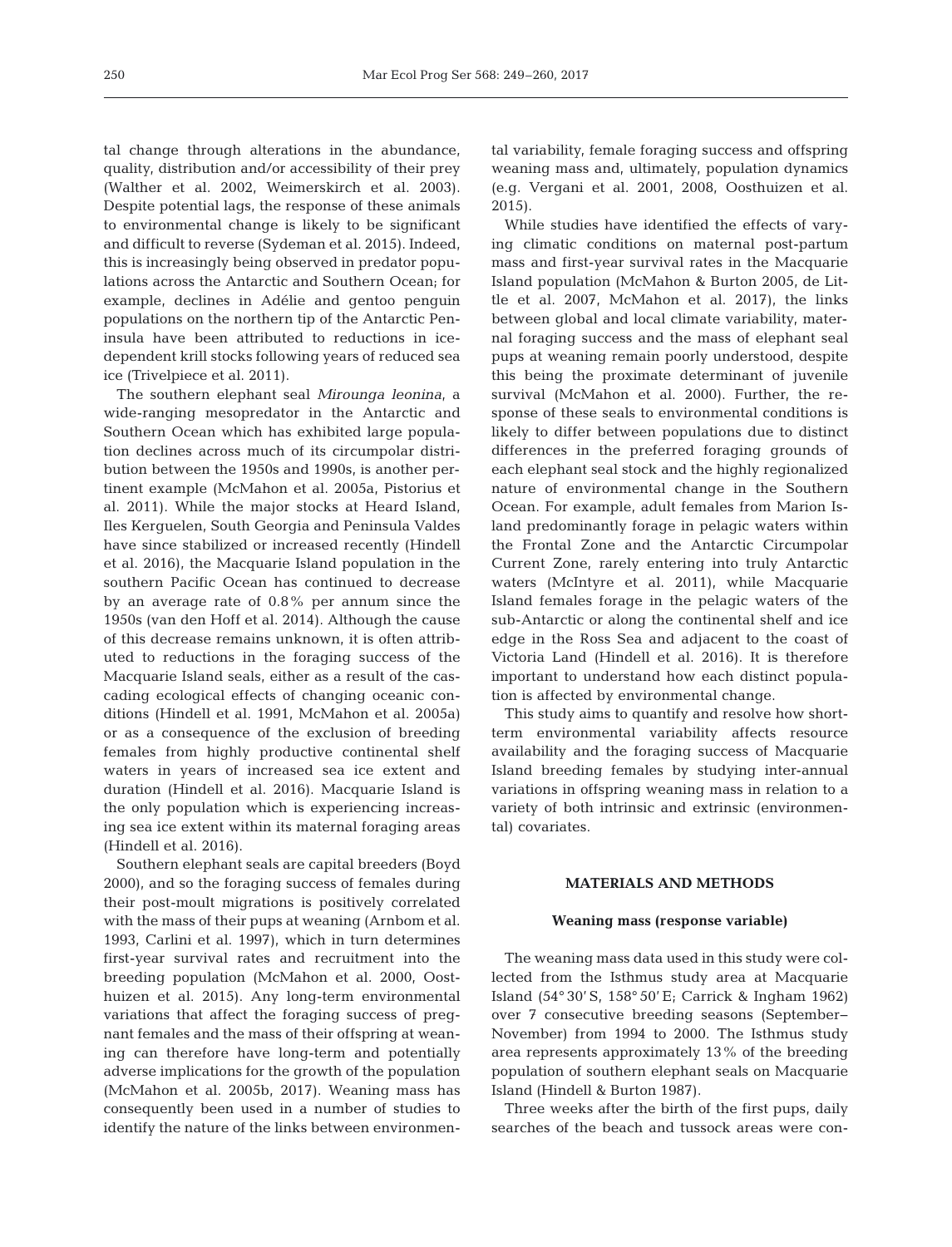tal change through alterations in the abundance, quality, distribution and/or accessibility of their prey (Walther et al. 2002, Weimerskirch et al. 2003). Despite potential lags, the response of these animals to environmental change is likely to be significant and difficult to reverse (Sydeman et al. 2015). Indeed, this is increasingly being observed in predator populations across the Antarctic and Southern Ocean; for example, declines in Adélie and gentoo penguin populations on the northern tip of the Antarctic Peninsula have been attributed to reductions in ice-dependent krill stocks following years of reduced sea ice (Trivelpiece et al. 2011).

The southern elephant seal *Mirounga leonina*, a wide-ranging mesopredator in the Antarctic and Southern Ocean which has exhibited large population declines across much of its circumpolar distribution between the 1950s and 1990s, is another pertinent example (McMahon et al. 2005a, Pistorius et al. 2011). While the major stocks at Heard Island, Iles Kerguelen, South Georgia and Peninsula Valdes have since stabilized or increased recently (Hindell et al. 2016), the Macquarie Island population in the southern Pacific Ocean has continued to decrease by an average rate of 0.8% per annum since the 1950s (van den Hoff et al. 2014). Although the cause of this decrease remains unknown, it is often attributed to reductions in the foraging success of the Macquarie Island seals, either as a result of the cascading ecological effects of changing oceanic conditions (Hindell et al. 1991, McMahon et al. 2005a) or as a consequence of the exclusion of breeding females from highly productive continental shelf waters in years of increased sea ice extent and duration (Hindell et al. 2016). Macquarie Island is the only population which is experiencing increasing sea ice extent within its maternal foraging areas (Hindell et al. 2016).

Southern elephant seals are capital breeders (Boyd 2000), and so the foraging success of females during their post-moult migrations is positively correlated with the mass of their pups at weaning (Arnbom et al. 1993, Carlini et al. 1997), which in turn determines first-year survival rates and recruitment into the breeding population (McMahon et al. 2000, Oosthuizen et al. 2015). Any long-term environmental variations that affect the foraging success of pregnant females and the mass of their offspring at weaning can therefore have long-term and potentially adverse implications for the growth of the population (McMahon et al. 2005b, 2017). Weaning mass has consequently been used in a number of studies to identify the nature of the links between environmental variability, female foraging success and offspring weaning mass and, ultimately, population dynamics (e.g. Vergani et al. 2001, 2008, Oosthuizen et al. 2015).

While studies have identified the effects of varying climatic conditions on maternal post-partum mass and first-year survival rates in the Macquarie Island population (McMahon & Burton 2005, de Little et al. 2007, McMahon et al. 2017), the links between global and local climate variability, maternal foraging success and the mass of elephant seal pups at weaning remain poorly understood, despite this being the proximate determinant of juvenile survival (McMahon et al. 2000). Further, the response of these seals to environmental conditions is likely to differ between populations due to distinct differences in the preferred foraging grounds of each elephant seal stock and the highly regionalized nature of environmental change in the Southern Ocean. For example, adult females from Marion Island predominantly forage in pelagic waters within the Frontal Zone and the Antarctic Circumpolar Current Zone, rarely entering into truly Antarctic waters (McIntyre et al. 2011), while Macquarie Island females forage in the pelagic waters of the sub-Antarctic or along the continental shelf and ice edge in the Ross Sea and adjacent to the coast of Victoria Land (Hindell et al. 2016). It is therefore important to understand how each distinct population is affected by environmental change.

This study aims to quantify and resolve how short-term environmental variability affects resource availability and the foraging success of Macquarie Island breeding females by studying inter-annual variations in offspring weaning mass in relation to a variety of both intrinsic and extrinsic (environmental) covariates.

## MATERIALS AND METHODS

### Weaning mass (response variable)

The weaning mass data used in this study were collected from the Isthmus study area at Macquarie Island (54° 30′ S, 158° 50′ E; Carrick & Ingham 1962) over 7 consecutive breeding seasons (September–November) from 1994 to 2000. The Isthmus study area represents approximately 13% of the breeding population of southern elephant seals on Macquarie Island (Hindell & Burton 1987).

Three weeks after the birth of the first pups, daily searches of the beach and tussock areas were con-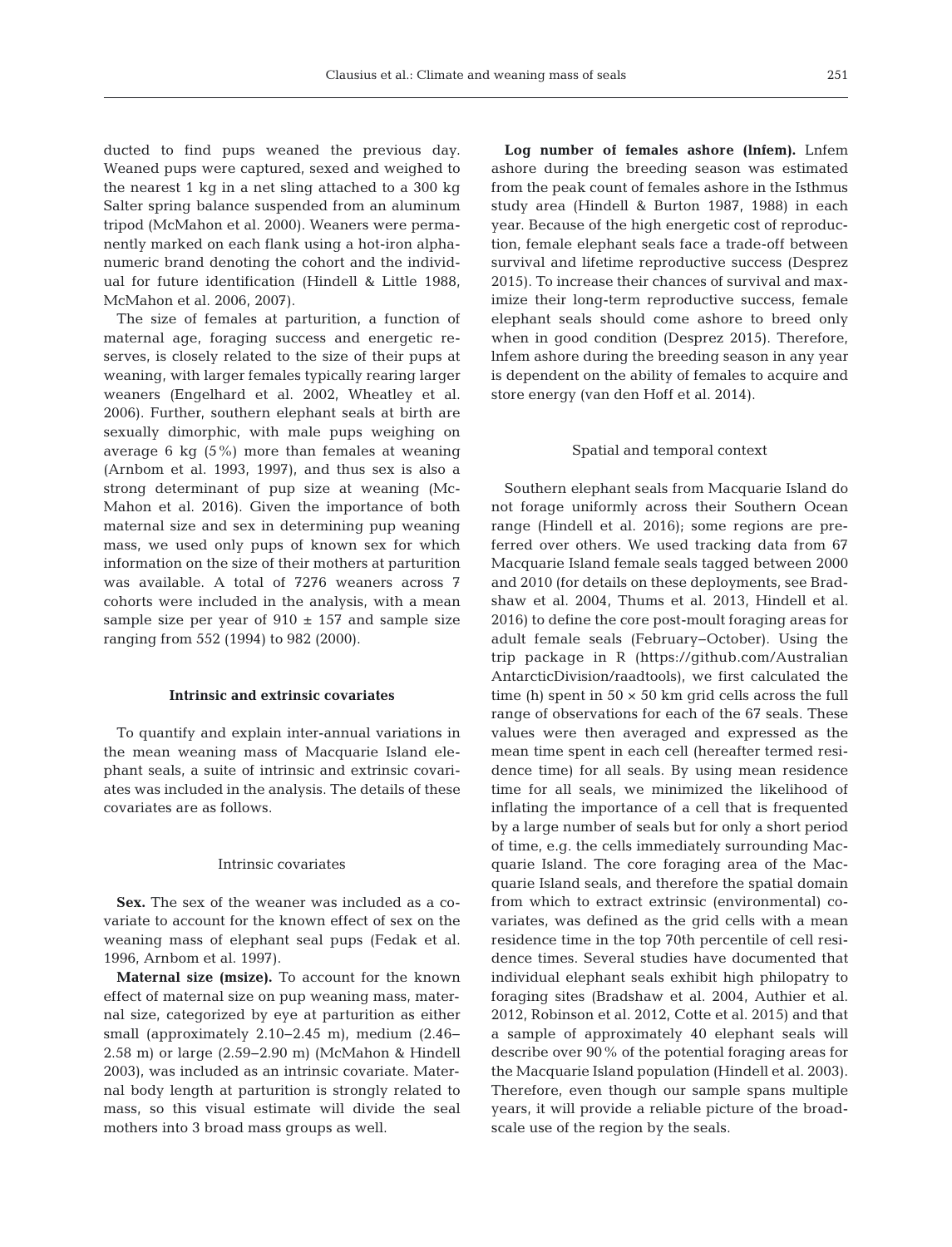ducted to find pups weaned the previous day. Weaned pups were captured, sexed and weighed to the nearest 1 kg in a net sling attached to a 300 kg Salter spring balance suspended from an aluminum tripod (McMahon et al. 2000). Weaners were permanently marked on each flank using a hot-iron alphanumeric brand denoting the cohort and the individual for future identification (Hindell & Little 1988, McMahon et al. 2006, 2007).

The size of females at parturition, a function of maternal age, foraging success and energetic reserves, is closely related to the size of their pups at weaning, with larger females typically rearing larger weaners (Engelhard et al. 2002, Wheatley et al. 2006). Further, southern elephant seals at birth are sexually dimorphic, with male pups weighing on average 6 kg (5%) more than females at weaning (Arnbom et al. 1993, 1997), and thus sex is also a strong determinant of pup size at weaning (McMahon et al. 2016). Given the importance of both maternal size and sex in determining pup weaning mass, we used only pups of known sex for which information on the size of their mothers at parturition was available. A total of 7276 weaners across 7 cohorts were included in the analysis, with a mean sample size per year of 910 ± 157 and sample size ranging from 552 (1994) to 982 (2000).

## Intrinsic and extrinsic covariates

To quantify and explain inter-annual variations in the mean weaning mass of Macquarie Island elephant seals, a suite of intrinsic and extrinsic covariates was included in the analysis. The details of these covariates are as follows.

### Intrinsic covariates

**Sex.** The sex of the weaner was included as a covariate to account for the known effect of sex on the weaning mass of elephant seal pups (Fedak et al. 1996, Arnbom et al. 1997).

**Maternal size (msize).** To account for the known effect of maternal size on pup weaning mass, maternal size, categorized by eye at parturition as either small (approximately 2.10–2.45 m), medium (2.46–2.58 m) or large (2.59–2.90 m) (McMahon & Hindell 2003), was included as an intrinsic covariate. Maternal body length at parturition is strongly related to mass, so this visual estimate will divide the seal mothers into 3 broad mass groups as well.

**Log number of females ashore (lnfem).** Lnfem ashore during the breeding season was estimated from the peak count of females ashore in the Isthmus study area (Hindell & Burton 1987, 1988) in each year. Because of the high energetic cost of reproduction, female elephant seals face a trade-off between survival and lifetime reproductive success (Desprez 2015). To increase their chances of survival and maximize their long-term reproductive success, female elephant seals should come ashore to breed only when in good condition (Desprez 2015). Therefore, lnfem ashore during the breeding season in any year is dependent on the ability of females to acquire and store energy (van den Hoff et al. 2014).

### Spatial and temporal context

Southern elephant seals from Macquarie Island do not forage uniformly across their Southern Ocean range (Hindell et al. 2016); some regions are preferred over others. We used tracking data from 67 Macquarie Island female seals tagged between 2000 and 2010 (for details on these deployments, see Bradshaw et al. 2004, Thums et al. 2013, Hindell et al. 2016) to define the core post-moult foraging areas for adult female seals (February–October). Using the trip package in R (https://github.com/Australian AntarcticDivision/raadtools), we first calculated the time (h) spent in 50 × 50 km grid cells across the full range of observations for each of the 67 seals. These values were then averaged and expressed as the mean time spent in each cell (hereafter termed residence time) for all seals. By using mean residence time for all seals, we minimized the likelihood of inflating the importance of a cell that is frequented by a large number of seals but for only a short period of time, e.g. the cells immediately surrounding Macquarie Island. The core foraging area of the Macquarie Island seals, and therefore the spatial domain from which to extract extrinsic (environmental) covariates, was defined as the grid cells with a mean residence time in the top 70th percentile of cell residence times. Several studies have documented that individual elephant seals exhibit high philopatry to foraging sites (Bradshaw et al. 2004, Authier et al. 2012, Robinson et al. 2012, Cotte et al. 2015) and that a sample of approximately 40 elephant seals will describe over 90% of the potential foraging areas for the Macquarie Island population (Hindell et al. 2003). Therefore, even though our sample spans multiple years, it will provide a reliable picture of the broadscale use of the region by the seals.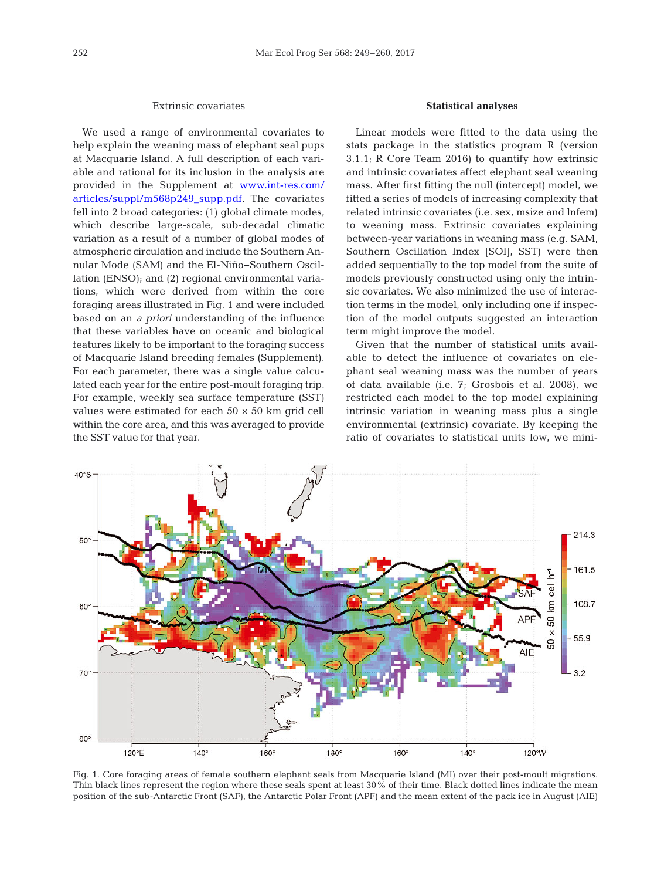### Extrinsic covariates

We used a range of environmental covariates to help explain the weaning mass of elephant seal pups at Macquarie Island. A full description of each variable and rational for its inclusion in the analysis are provided in the Supplement at www.int-res.com/articles/suppl/m568p249_supp.pdf. The covariates fell into 2 broad categories: (1) global climate modes, which describe large-scale, sub-decadal climatic variation as a result of a number of global modes of atmospheric circulation and include the Southern Annular Mode (SAM) and the El-Niño–Southern Oscillation (ENSO); and (2) regional environmental variations, which were derived from within the core foraging areas illustrated in Fig. 1 and were included based on an *a priori* understanding of the influence that these variables have on oceanic and biological features likely to be important to the foraging success of Macquarie Island breeding females (Supplement). For each parameter, there was a single value calculated each year for the entire post-moult foraging trip. For example, weekly sea surface temperature (SST) values were estimated for each 50 × 50 km grid cell within the core area, and this was averaged to provide the SST value for that year.

### Statistical analyses

Linear models were fitted to the data using the stats package in the statistics program R (version 3.1.1; R Core Team 2016) to quantify how extrinsic and intrinsic covariates affect elephant seal weaning mass. After first fitting the null (intercept) model, we fitted a series of models of increasing complexity that related intrinsic covariates (i.e. sex, msize and lnfem) to weaning mass. Extrinsic covariates explaining between-year variations in weaning mass (e.g. SAM, Southern Oscillation Index [SOI], SST) were then added sequentially to the top model from the suite of models previously constructed using only the intrinsic covariates. We also minimized the use of interaction terms in the model, only including one if inspection of the model outputs suggested an interaction term might improve the model.

Given that the number of statistical units available to detect the influence of covariates on elephant seal weaning mass was the number of years of data available (i.e. 7; Grosbois et al. 2008), we restricted each model to the top model explaining intrinsic variation in weaning mass plus a single environmental (extrinsic) covariate. By keeping the ratio of covariates to statistical units low, we mini-

Fig. 1. Core foraging areas of female southern elephant seals from Macquarie Island (MI) over their post-moult migrations. Thin black lines represent the region where these seals spent at least 30% of their time. Black dotted lines indicate the mean position of the sub-Antarctic Front (SAF), the Antarctic Polar Front (APF) and the mean extent of the pack ice in August (AIE)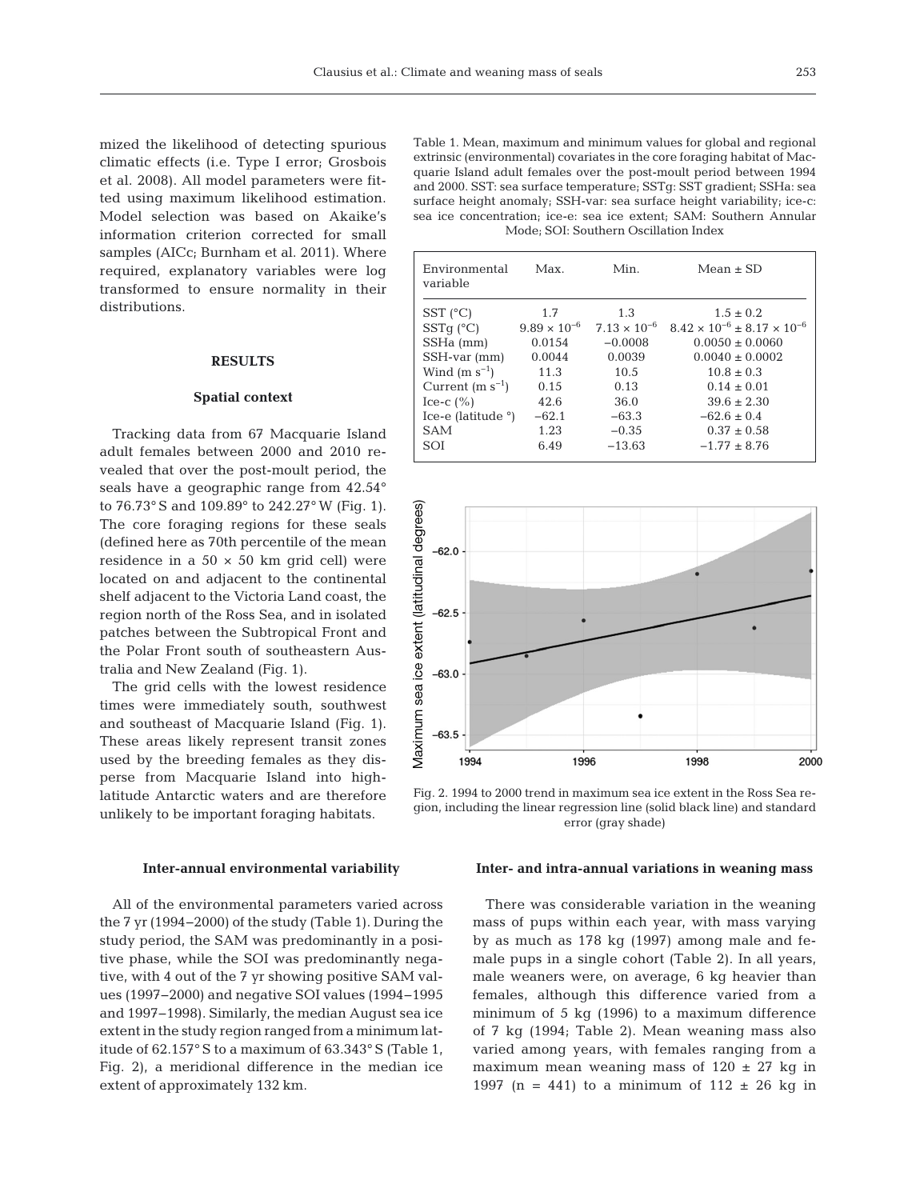mized the likelihood of detecting spurious climatic effects (i.e. Type I error; Grosbois et al. 2008). All model parameters were fitted using maximum likelihood estimation. Model selection was based on Akaike's information criterion corrected for small samples (AICc; Burnham et al. 2011). Where required, explanatory variables were log transformed to ensure normality in their distributions.

## RESULTS

### Spatial context

Tracking data from 67 Macquarie Island adult females between 2000 and 2010 revealed that over the post-moult period, the seals have a geographic range from 42.54° to 76.73° S and 109.89° to 242.27° W (Fig. 1). The core foraging regions for these seals (defined here as 70th percentile of the mean residence in a 50 × 50 km grid cell) were located on and adjacent to the continental shelf adjacent to the Victoria Land coast, the region north of the Ross Sea, and in isolated patches between the Subtropical Front and the Polar Front south of southeastern Australia and New Zealand (Fig. 1).

The grid cells with the lowest residence times were immediately south, southwest and southeast of Macquarie Island (Fig. 1). These areas likely represent transit zones used by the breeding females as they disperse from Macquarie Island into high-latitude Antarctic waters and are therefore unlikely to be important foraging habitats.

### Inter-annual environmental variability

All of the environmental parameters varied across the 7 yr (1994–2000) of the study (Table 1). During the study period, the SAM was predominantly in a positive phase, while the SOI was predominantly negative, with 4 out of the 7 yr showing positive SAM values (1997–2000) and negative SOI values (1994–1995 and 1997–1998). Similarly, the median August sea ice extent in the study region ranged from a minimum latitude of 62.157° S to a maximum of 63.343° S (Table 1, Fig. 2), a meridional difference in the median ice extent of approximately 132 km.

Table 1. Mean, maximum and minimum values for global and regional extrinsic (environmental) covariates in the core foraging habitat of Macquarie Island adult females over the post-moult period between 1994 and 2000. SST: sea surface temperature; SSTg: SST gradient; SSHa: sea surface height anomaly; SSH-var: sea surface height variability; ice-c: sea ice concentration; ice-e: sea ice extent; SAM: Southern Annular Mode; SOI: Southern Oscillation Index

| Environmental variable | Max. | Min. | Mean ± SD |
|---|---|---|---|
| SST (°C) | 1.7 | 1.3 | 1.5 ± 0.2 |
| SSTg (°C) | $9.89 \times 10^{-6}$ | $7.13 \times 10^{-6}$ | $8.42 \times 10^{-6} \pm 8.17 \times 10^{-6}$ |
| SSHa (mm) | 0.0154 | −0.0008 | 0.0050 ± 0.0060 |
| SSH-var (mm) | 0.0044 | 0.0039 | 0.0040 ± 0.0002 |
| Wind (m $s^{-1}$) | 11.3 | 10.5 | 10.8 ± 0.3 |
| Current (m $s^{-1}$) | 0.15 | 0.13 | 0.14 ± 0.01 |
| Ice-c (%) | 42.6 | 36.0 | 39.6 ± 2.30 |
| Ice-e (latitude °) | −62.1 | −63.3 | −62.6 ± 0.4 |
| SAM | 1.23 | −0.35 | 0.37 ± 0.58 |
| SOI | 6.49 | −13.63 | −1.77 ± 8.76 |

Fig. 2. 1994 to 2000 trend in maximum sea ice extent in the Ross Sea region, including the linear regression line (solid black line) and standard error (gray shade)

### Inter- and intra-annual variations in weaning mass

There was considerable variation in the weaning mass of pups within each year, with mass varying by as much as 178 kg (1997) among male and female pups in a single cohort (Table 2). In all years, male weaners were, on average, 6 kg heavier than females, although this difference varied from a minimum of 5 kg (1996) to a maximum difference of 7 kg (1994; Table 2). Mean weaning mass also varied among years, with females ranging from a maximum mean weaning mass of 120 ± 27 kg in 1997 (n = 441) to a minimum of 112 ± 26 kg in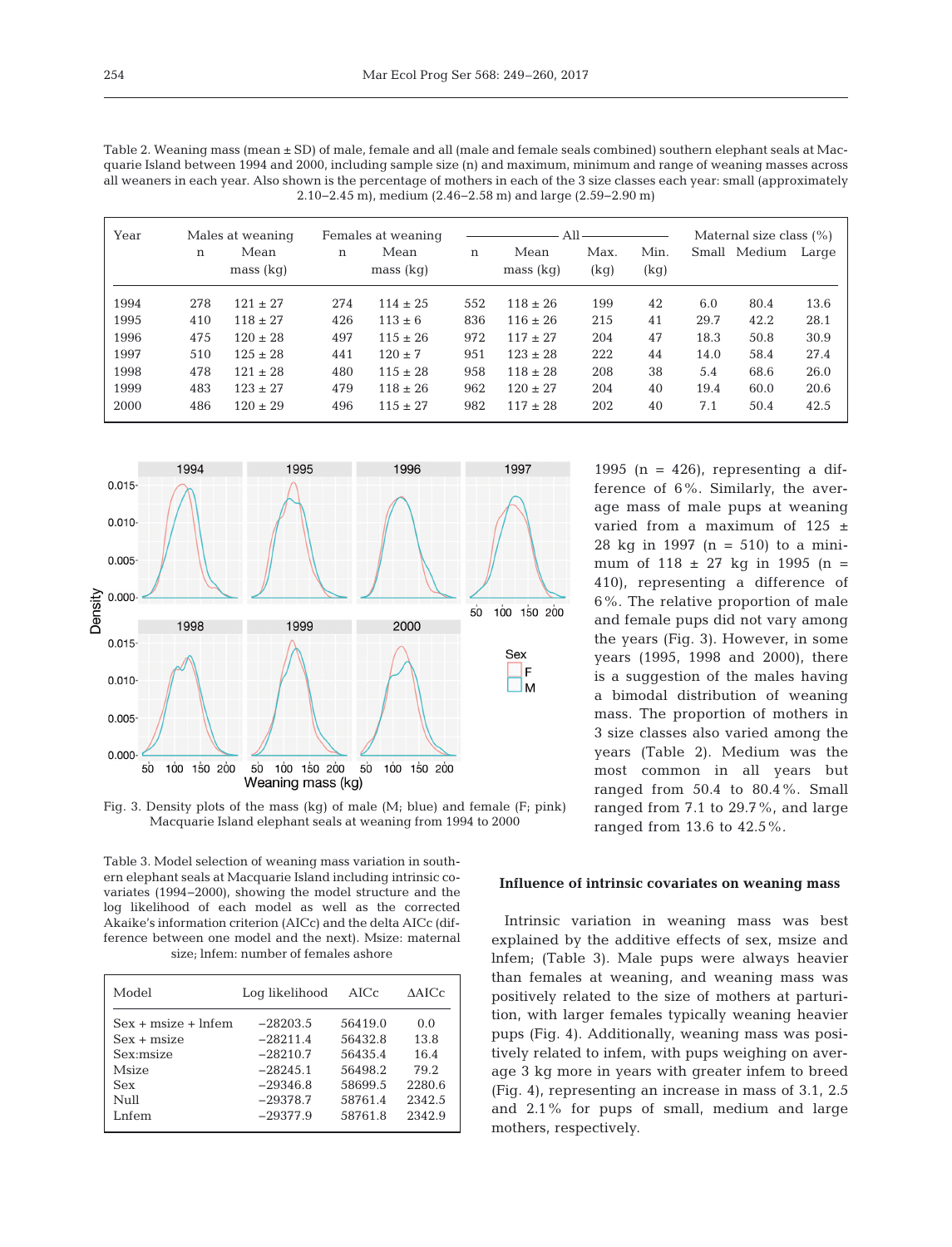Table 2. Weaning mass (mean ± SD) of male, female and all (male and female seals combined) southern elephant seals at Macquarie Island between 1994 and 2000, including sample size (n) and maximum, minimum and range of weaning masses across all weaners in each year. Also shown is the percentage of mothers in each of the 3 size classes each year: small (approximately 2.10–2.45 m), medium (2.46–2.58 m) and large (2.59–2.90 m)

| Year | Males at weaning | | Females at weaning | | All | | | | Maternal size class (%) | | |
|---|---|---|---|---|---|---|---|---|---|---|---|
| | n | Mean mass (kg) | n | Mean mass (kg) | n | Mean mass (kg) | Max. (kg) | Min. (kg) | Small | Medium | Large |
| 1994 | 278 | 121 ± 27 | 274 | 114 ± 25 | 552 | 118 ± 26 | 199 | 42 | 6.0 | 80.4 | 13.6 |
| 1995 | 410 | 118 ± 27 | 426 | 113 ± 6 | 836 | 116 ± 26 | 215 | 41 | 29.7 | 42.2 | 28.1 |
| 1996 | 475 | 120 ± 28 | 497 | 115 ± 26 | 972 | 117 ± 27 | 204 | 47 | 18.3 | 50.8 | 30.9 |
| 1997 | 510 | 125 ± 28 | 441 | 120 ± 7 | 951 | 123 ± 28 | 222 | 44 | 14.0 | 58.4 | 27.4 |
| 1998 | 478 | 121 ± 28 | 480 | 115 ± 28 | 958 | 118 ± 28 | 208 | 38 | 5.4 | 68.6 | 26.0 |
| 1999 | 483 | 123 ± 27 | 479 | 118 ± 26 | 962 | 120 ± 27 | 204 | 40 | 19.4 | 60.0 | 20.6 |
| 2000 | 486 | 120 ± 29 | 496 | 115 ± 27 | 982 | 117 ± 28 | 202 | 40 | 7.1 | 50.4 | 42.5 |

Fig. 3. Density plots of the mass (kg) of male (M; blue) and female (F; pink) Macquarie Island elephant seals at weaning from 1994 to 2000

1995 (n = 426), representing a difference of 6%. Similarly, the average mass of male pups at weaning varied from a maximum of 125 ± 28 kg in 1997 (n = 510) to a minimum of 118 ± 27 kg in 1995 (n = 410), representing a difference of 6%. The relative proportion of male and female pups did not vary among the years (Fig. 3). However, in some years (1995, 1998 and 2000), there is a suggestion of the males having a bimodal distribution of weaning mass. The proportion of mothers in 3 size classes also varied among the years (Table 2). Medium was the most common in all years but ranged from 50.4 to 80.4%. Small ranged from 7.1 to 29.7%, and large ranged from 13.6 to 42.5%.

Table 3. Model selection of weaning mass variation in southern elephant seals at Macquarie Island including intrinsic covariates (1994–2000), showing the model structure and the log likelihood of each model as well as the corrected Akaike's information criterion (AICc) and the delta AICc (difference between one model and the next). Msize: maternal size; lnfem: number of females ashore

| Model | Log likelihood | AICc | ΔAICc |
|---|---|---|---|
| Sex + msize + lnfem | −28203.5 | 56419.0 | 0.0 |
| Sex + msize | −28211.4 | 56432.8 | 13.8 |
| Sex:msize | −28210.7 | 56435.4 | 16.4 |
| Msize | −28245.1 | 56498.2 | 79.2 |
| Sex | −29346.8 | 58699.5 | 2280.6 |
| Null | −29378.7 | 58761.4 | 2342.5 |
| Lnfem | −29377.9 | 58761.8 | 2342.9 |

### Influence of intrinsic covariates on weaning mass

Intrinsic variation in weaning mass was best explained by the additive effects of sex, msize and lnfem; (Table 3). Male pups were always heavier than females at weaning, and weaning mass was positively related to the size of mothers at parturition, with larger females typically weaning heavier pups (Fig. 4). Additionally, weaning mass was positively related to infem, with pups weighing on average 3 kg more in years with greater infem to breed (Fig. 4), representing an increase in mass of 3.1, 2.5 and 2.1% for pups of small, medium and large mothers, respectively.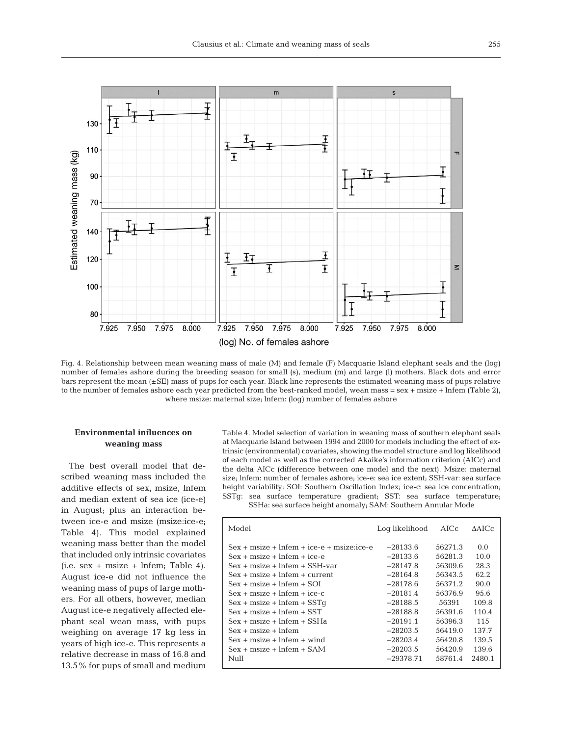Fig. 4. Relationship between mean weaning mass of male (M) and female (F) Macquarie Island elephant seals and the (log) number of females ashore during the breeding season for small (s), medium (m) and large (l) mothers. Black dots and error bars represent the mean (±SE) mass of pups for each year. Black line represents the estimated weaning mass of pups relative to the number of females ashore each year predicted from the best-ranked model, wean mass = sex + msize + lnfem (Table 2), where msize: maternal size; lnfem: (log) number of females ashore

### Environmental influences on weaning mass

The best overall model that described weaning mass included the additive effects of sex, msize, lnfem and median extent of sea ice (ice-e) in August; plus an interaction between ice-e and msize (msize:ice-e; Table 4). This model explained weaning mass better than the model that included only intrinsic covariates (i.e. sex + msize + lnfem; Table 4). August ice-e did not influence the weaning mass of pups of large mothers. For all others, however, median August ice-e negatively affected elephant seal wean mass, with pups weighing on average 17 kg less in years of high ice-e. This represents a relative decrease in mass of 16.8 and 13.5% for pups of small and medium

Table 4. Model selection of variation in weaning mass of southern elephant seals at Macquarie Island between 1994 and 2000 for models including the effect of extrinsic (environmental) covariates, showing the model structure and log likelihood of each model as well as the corrected Akaike's information criterion (AICc) and the delta AICc (difference between one model and the next). Msize: maternal size; lnfem: number of females ashore; ice-e: sea ice extent; SSH-var: sea surface height variability; SOI: Southern Oscillation Index; ice-c: sea ice concentration; SSTg: sea surface temperature gradient; SST: sea surface temperature; SSHa: sea surface height anomaly; SAM: Southern Annular Mode

| Model | Log likelihood | AICc | ΔAICc |
|---|---|---|---|
| Sex + msize + lnfem + ice-e + msize:ice-e | −28133.6 | 56271.3 | 0.0 |
| Sex + msize + lnfem + ice-e | −28133.6 | 56281.3 | 10.0 |
| Sex + msize + lnfem + SSH-var | −28147.8 | 56309.6 | 28.3 |
| Sex + msize + lnfem + current | −28164.8 | 56343.5 | 62.2 |
| Sex + msize + lnfem + SOI | −28178.6 | 56371.2 | 90.0 |
| Sex + msize + lnfem + ice-c | −28181.4 | 56376.9 | 95.6 |
| Sex + msize + lnfem + SSTg | −28188.5 | 56391 | 109.8 |
| Sex + msize + lnfem + SST | −28188.8 | 56391.6 | 110.4 |
| Sex + msize + lnfem + SSHa | −28191.1 | 56396.3 | 115 |
| Sex + msize + lnfem | −28203.5 | 56419.0 | 137.7 |
| Sex + msize + lnfem + wind | −28203.4 | 56420.8 | 139.5 |
| Sex + msize + lnfem + SAM | −28203.5 | 56420.9 | 139.6 |
| Null | −29378.71 | 58761.4 | 2480.1 |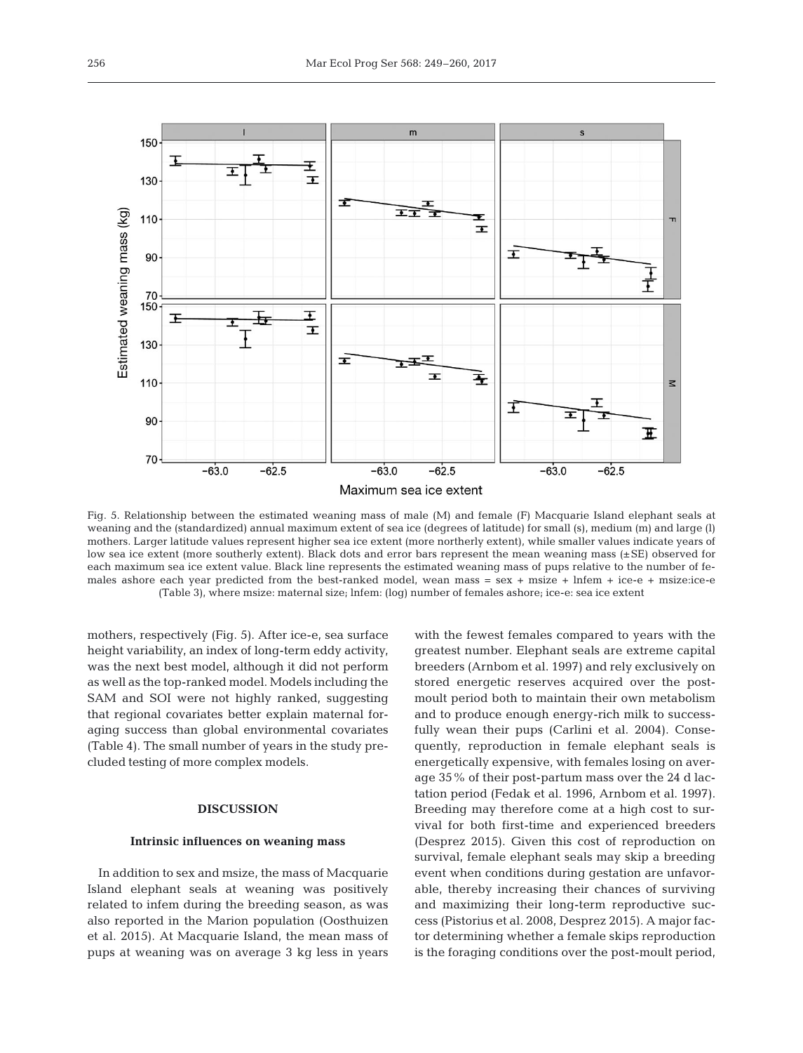Fig. 5. Relationship between the estimated weaning mass of male (M) and female (F) Macquarie Island elephant seals at weaning and the (standardized) annual maximum extent of sea ice (degrees of latitude) for small (s), medium (m) and large (l) mothers. Larger latitude values represent higher sea ice extent (more northerly extent), while smaller values indicate years of low sea ice extent (more southerly extent). Black dots and error bars represent the mean weaning mass (±SE) observed for each maximum sea ice extent value. Black line represents the estimated weaning mass of pups relative to the number of females ashore each year predicted from the best-ranked model, wean mass = sex + msize + lnfem + ice-e + msize:ice-e (Table 3), where msize: maternal size; lnfem: (log) number of females ashore; ice-e: sea ice extent

mothers, respectively (Fig. 5). After ice-e, sea surface height variability, an index of long-term eddy activity, was the next best model, although it did not perform as well as the top-ranked model. Models including the SAM and SOI were not highly ranked, suggesting that regional covariates better explain maternal foraging success than global environmental covariates (Table 4). The small number of years in the study precluded testing of more complex models.

## DISCUSSION

### Intrinsic influences on weaning mass

In addition to sex and msize, the mass of Macquarie Island elephant seals at weaning was positively related to infem during the breeding season, as was also reported in the Marion population (Oosthuizen et al. 2015). At Macquarie Island, the mean mass of pups at weaning was on average 3 kg less in years with the fewest females compared to years with the greatest number. Elephant seals are extreme capital breeders (Arnbom et al. 1997) and rely exclusively on stored energetic reserves acquired over the post-moult period both to maintain their own metabolism and to produce enough energy-rich milk to successfully wean their pups (Carlini et al. 2004). Consequently, reproduction in female elephant seals is energetically expensive, with females losing on average 35% of their post-partum mass over the 24 d lactation period (Fedak et al. 1996, Arnbom et al. 1997). Breeding may therefore come at a high cost to survival for both first-time and experienced breeders (Desprez 2015). Given this cost of reproduction on survival, female elephant seals may skip a breeding event when conditions during gestation are unfavorable, thereby increasing their chances of surviving and maximizing their long-term reproductive success (Pistorius et al. 2008, Desprez 2015). A major factor determining whether a female skips reproduction is the foraging conditions over the post-moult period,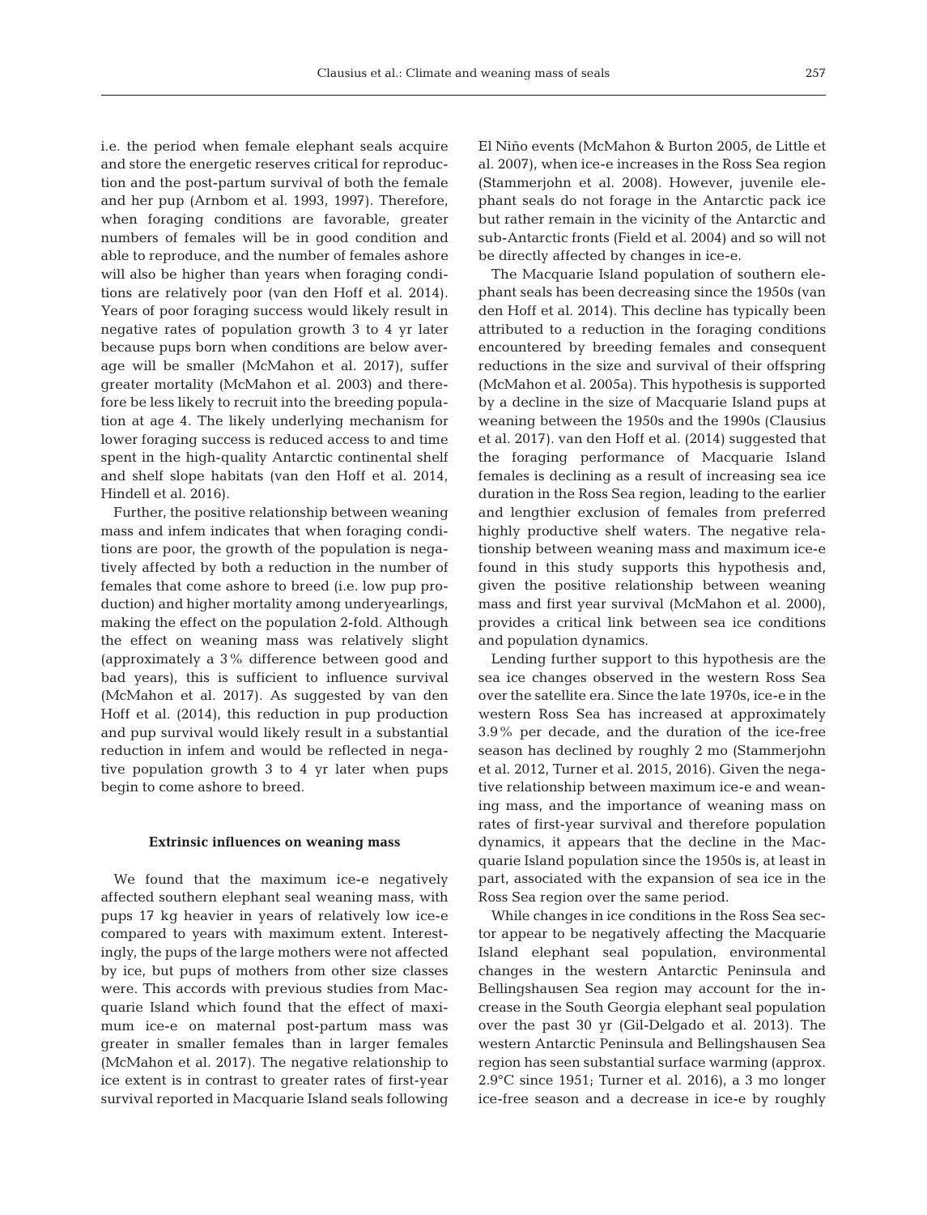i.e. the period when female elephant seals acquire and store the energetic reserves critical for reproduction and the post-partum survival of both the female and her pup (Arnbom et al. 1993, 1997). Therefore, when foraging conditions are favorable, greater numbers of females will be in good condition and able to reproduce, and the number of females ashore will also be higher than years when foraging conditions are relatively poor (van den Hoff et al. 2014). Years of poor foraging success would likely result in negative rates of population growth 3 to 4 yr later because pups born when conditions are below average will be smaller (McMahon et al. 2017), suffer greater mortality (McMahon et al. 2003) and therefore be less likely to recruit into the breeding population at age 4. The likely underlying mechanism for lower foraging success is reduced access to and time spent in the high-quality Antarctic continental shelf and shelf slope habitats (van den Hoff et al. 2014, Hindell et al. 2016).

Further, the positive relationship between weaning mass and infem indicates that when foraging conditions are poor, the growth of the population is negatively affected by both a reduction in the number of females that come ashore to breed (i.e. low pup production) and higher mortality among underyearlings, making the effect on the population 2-fold. Although the effect on weaning mass was relatively slight (approximately a 3% difference between good and bad years), this is sufficient to influence survival (McMahon et al. 2017). As suggested by van den Hoff et al. (2014), this reduction in pup production and pup survival would likely result in a substantial reduction in infem and would be reflected in negative population growth 3 to 4 yr later when pups begin to come ashore to breed.

#### Extrinsic influences on weaning mass

We found that the maximum ice-e negatively affected southern elephant seal weaning mass, with pups 17 kg heavier in years of relatively low ice-e compared to years with maximum extent. Interestingly, the pups of the large mothers were not affected by ice, but pups of mothers from other size classes were. This accords with previous studies from Macquarie Island which found that the effect of maximum ice-e on maternal post-partum mass was greater in smaller females than in larger females (McMahon et al. 2017). The negative relationship to ice extent is in contrast to greater rates of first-year survival reported in Macquarie Island seals following El Niño events (McMahon & Burton 2005, de Little et al. 2007), when ice-e increases in the Ross Sea region (Stammerjohn et al. 2008). However, juvenile elephant seals do not forage in the Antarctic pack ice but rather remain in the vicinity of the Antarctic and sub-Antarctic fronts (Field et al. 2004) and so will not be directly affected by changes in ice-e.

The Macquarie Island population of southern elephant seals has been decreasing since the 1950s (van den Hoff et al. 2014). This decline has typically been attributed to a reduction in the foraging conditions encountered by breeding females and consequent reductions in the size and survival of their offspring (McMahon et al. 2005a). This hypothesis is supported by a decline in the size of Macquarie Island pups at weaning between the 1950s and the 1990s (Clausius et al. 2017). van den Hoff et al. (2014) suggested that the foraging performance of Macquarie Island females is declining as a result of increasing sea ice duration in the Ross Sea region, leading to the earlier and lengthier exclusion of females from preferred highly productive shelf waters. The negative relationship between weaning mass and maximum ice-e found in this study supports this hypothesis and, given the positive relationship between weaning mass and first year survival (McMahon et al. 2000), provides a critical link between sea ice conditions and population dynamics.

Lending further support to this hypothesis are the sea ice changes observed in the western Ross Sea over the satellite era. Since the late 1970s, ice-e in the western Ross Sea has increased at approximately 3.9% per decade, and the duration of the ice-free season has declined by roughly 2 mo (Stammerjohn et al. 2012, Turner et al. 2015, 2016). Given the negative relationship between maximum ice-e and weaning mass, and the importance of weaning mass on rates of first-year survival and therefore population dynamics, it appears that the decline in the Macquarie Island population since the 1950s is, at least in part, associated with the expansion of sea ice in the Ross Sea region over the same period.

While changes in ice conditions in the Ross Sea sector appear to be negatively affecting the Macquarie Island elephant seal population, environmental changes in the western Antarctic Peninsula and Bellingshausen Sea region may account for the increase in the South Georgia elephant seal population over the past 30 yr (Gil-Delgado et al. 2013). The western Antarctic Peninsula and Bellingshausen Sea region has seen substantial surface warming (approx. 2.9°C since 1951; Turner et al. 2016), a 3 mo longer ice-free season and a decrease in ice-e by roughly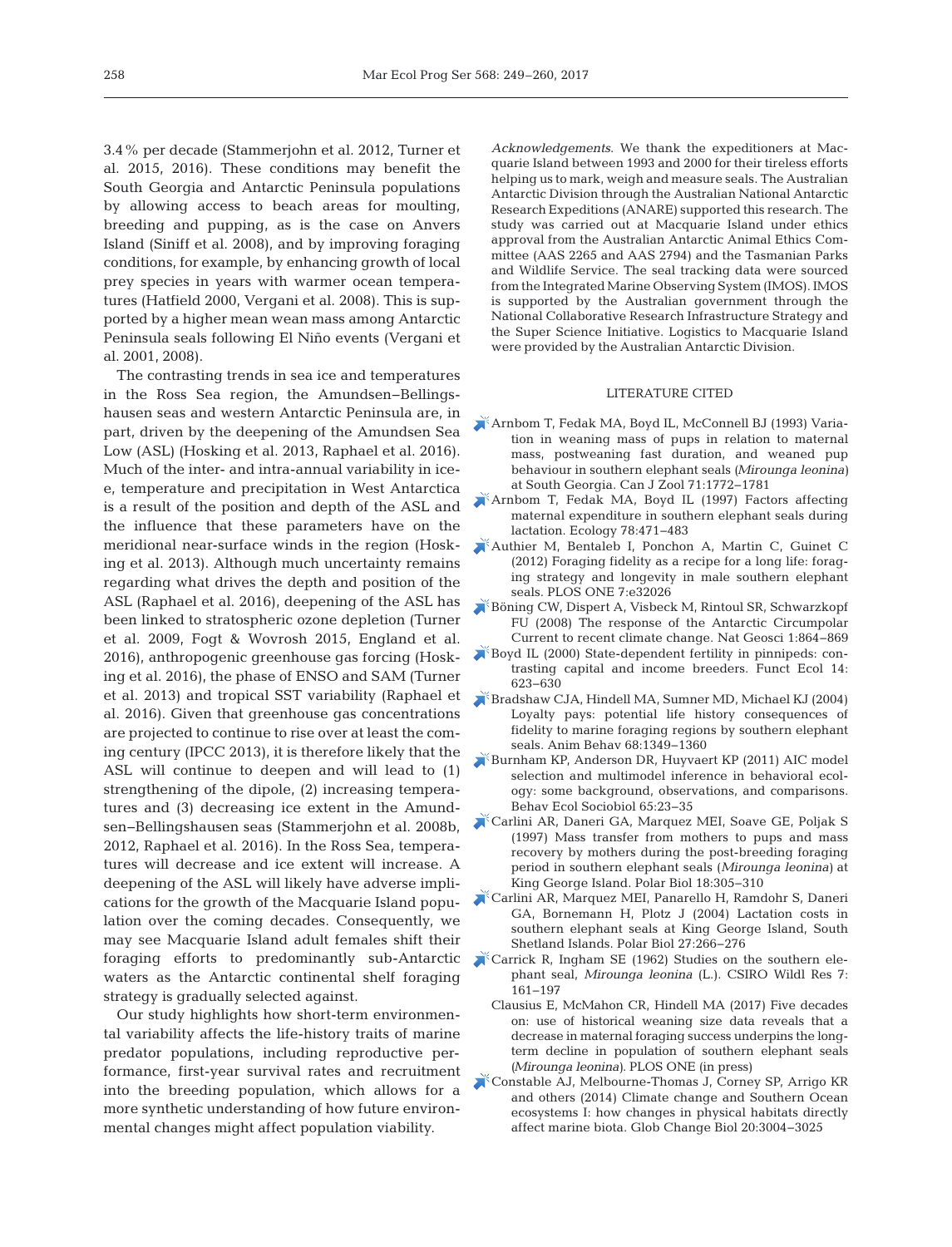3.4% per decade (Stammerjohn et al. 2012, Turner et al. 2015, 2016). These conditions may benefit the South Georgia and Antarctic Peninsula populations by allowing access to beach areas for moulting, breeding and pupping, as is the case on Anvers Island (Siniff et al. 2008), and by improving foraging conditions, for example, by enhancing growth of local prey species in years with warmer ocean temperatures (Hatfield 2000, Vergani et al. 2008). This is supported by a higher mean wean mass among Antarctic Peninsula seals following El Niño events (Vergani et al. 2001, 2008).

The contrasting trends in sea ice and temperatures in the Ross Sea region, the Amundsen–Bellingshausen seas and western Antarctic Peninsula are, in part, driven by the deepening of the Amundsen Sea Low (ASL) (Hosking et al. 2013, Raphael et al. 2016). Much of the inter- and intra-annual variability in ice, temperature and precipitation in West Antarctica is a result of the position and depth of the ASL and the influence that these parameters have on the meridional near-surface winds in the region (Hosking et al. 2013). Although much uncertainty remains regarding what drives the depth and position of the ASL (Raphael et al. 2016), deepening of the ASL has been linked to stratospheric ozone depletion (Turner et al. 2009, Fogt & Wovrosh 2015, England et al. 2016), anthropogenic greenhouse gas forcing (Hosking et al. 2016), the phase of ENSO and SAM (Turner et al. 2013) and tropical SST variability (Raphael et al. 2016). Given that greenhouse gas concentrations are projected to continue to rise over at least the coming century (IPCC 2013), it is therefore likely that the ASL will continue to deepen and will lead to (1) strengthening of the dipole, (2) increasing temperatures and (3) decreasing ice extent in the Amundsen–Bellingshausen seas (Stammerjohn et al. 2008b, 2012, Raphael et al. 2016). In the Ross Sea, temperatures will decrease and ice extent will increase. A deepening of the ASL will likely have adverse implications for the growth of the Macquarie Island population over the coming decades. Consequently, we may see Macquarie Island adult females shift their foraging efforts to predominantly sub-Antarctic waters as the Antarctic continental shelf foraging strategy is gradually selected against.

Our study highlights how short-term environmental variability affects the life-history traits of marine predator populations, including reproductive performance, first-year survival rates and recruitment into the breeding population, which allows for a more synthetic understanding of how future environmental changes might affect population viability.

*Acknowledgements.* We thank the expeditioners at Macquarie Island between 1993 and 2000 for their tireless efforts helping us to mark, weigh and measure seals. The Australian Antarctic Division through the Australian National Antarctic Research Expeditions (ANARE) supported this research. The study was carried out at Macquarie Island under ethics approval from the Australian Antarctic Animal Ethics Committee (AAS 2265 and AAS 2794) and the Tasmanian Parks and Wildlife Service. The seal tracking data were sourced from the Integrated Marine Observing System (IMOS). IMOS is supported by the Australian government through the National Collaborative Research Infrastructure Strategy and the Super Science Initiative. Logistics to Macquarie Island were provided by the Australian Antarctic Division.

## LITERATURE CITED

- Arnbom T, Fedak MA, Boyd IL, McConnell BJ (1993) Variation in weaning mass of pups in relation to maternal mass, postweaning fast duration, and weaned pup behaviour in southern elephant seals (*Mirounga leonina*) at South Georgia. Can J Zool 71:1772−1781
- Arnbom T, Fedak MA, Boyd IL (1997) Factors affecting maternal expenditure in southern elephant seals during lactation. Ecology 78:471−483
- Authier M, Bentaleb I, Ponchon A, Martin C, Guinet C (2012) Foraging fidelity as a recipe for a long life: foraging strategy and longevity in male southern elephant seals. PLOS ONE 7:e32026
- Böning CW, Dispert A, Visbeck M, Rintoul SR, Schwarzkopf FU (2008) The response of the Antarctic Circumpolar Current to recent climate change. Nat Geosci 1:864−869
- Boyd IL (2000) State-dependent fertility in pinnipeds: contrasting capital and income breeders. Funct Ecol 14: 623−630
- Bradshaw CJA, Hindell MA, Sumner MD, Michael KJ (2004) Loyalty pays: potential life history consequences of fidelity to marine foraging regions by southern elephant seals. Anim Behav 68:1349−1360
- Burnham KP, Anderson DR, Huyvaert KP (2011) AIC model selection and multimodel inference in behavioral ecology: some background, observations, and comparisons. Behav Ecol Sociobiol 65:23−35
- Carlini AR, Daneri GA, Marquez MEI, Soave GE, Poljak S (1997) Mass transfer from mothers to pups and mass recovery by mothers during the post-breeding foraging period in southern elephant seals (*Mirounga leonina*) at King George Island. Polar Biol 18:305−310
- Carlini AR, Marquez MEI, Panarello H, Ramdohr S, Daneri GA, Bornemann H, Plotz J (2004) Lactation costs in southern elephant seals at King George Island, South Shetland Islands. Polar Biol 27:266−276
- Carrick R, Ingham SE (1962) Studies on the southern elephant seal, *Mirounga leonina* (L.). CSIRO Wildl Res 7: 161−197
- Clausius E, McMahon CR, Hindell MA (2017) Five decades on: use of historical weaning size data reveals that a decrease in maternal foraging success underpins the long-term decline in population of southern elephant seals (*Mirounga leonina*). PLOS ONE (in press)
- Constable AJ, Melbourne-Thomas J, Corney SP, Arrigo KR and others (2014) Climate change and Southern Ocean ecosystems I: how changes in physical habitats directly affect marine biota. Glob Change Biol 20:3004−3025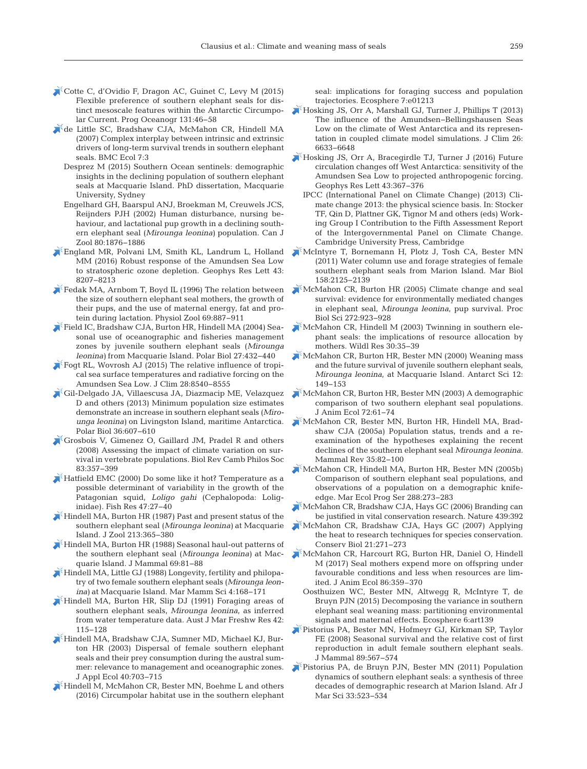Cotte C, d'Ovidio F, Dragon AC, Guinet C, Levy M (2015) Flexible preference of southern elephant seals for distinct mesoscale features within the Antarctic Circumpolar Current. Prog Oceanogr 131:46–58

de Little SC, Bradshaw CJA, McMahon CR, Hindell MA (2007) Complex interplay between intrinsic and extrinsic drivers of long-term survival trends in southern elephant seals. BMC Ecol 7:3

Desprez M (2015) Southern Ocean sentinels: demographic insights in the declining population of southern elephant seals at Macquarie Island. PhD dissertation, Macquarie University, Sydney

Engelhard GH, Baarspul ANJ, Broekman M, Creuwels JCS, Reijnders PJH (2002) Human disturbance, nursing behaviour, and lactational pup growth in a declining southern elephant seal (*Mirounga leonina*) population. Can J Zool 80:1876–1886

England MR, Polvani LM, Smith KL, Landrum L, Holland MM (2016) Robust response of the Amundsen Sea Low to stratospheric ozone depletion. Geophys Res Lett 43: 8207–8213

Fedak MA, Arnbom T, Boyd IL (1996) The relation between the size of southern elephant seal mothers, the growth of their pups, and the use of maternal energy, fat and protein during lactation. Physiol Zool 69:887–911

Field IC, Bradshaw CJA, Burton HR, Hindell MA (2004) Seasonal use of oceanographic and fisheries management zones by juvenile southern elephant seals (*Mirounga leonina*) from Macquarie Island. Polar Biol 27:432–440

Fogt RL, Wovrosh AJ (2015) The relative influence of tropical sea surface temperatures and radiative forcing on the Amundsen Sea Low. J Clim 28:8540–8555

Gil-Delgado JA, Villaescusa JA, Diazmacip ME, Velazquez D and others (2013) Minimum population size estimates demonstrate an increase in southern elephant seals (*Mirounga leonina*) on Livingston Island, maritime Antarctica. Polar Biol 36:607–610

Grosbois V, Gimenez O, Gaillard JM, Pradel R and others (2008) Assessing the impact of climate variation on survival in vertebrate populations. Biol Rev Camb Philos Soc 83:357–399

Hatfield EMC (2000) Do some like it hot? Temperature as a possible determinant of variability in the growth of the Patagonian squid, *Loligo gahi* (Cephalopoda: Loliginidae). Fish Res 47:27–40

Hindell MA, Burton HR (1987) Past and present status of the southern elephant seal (*Mirounga leonina*) at Macquarie Island. J Zool 213:365–380

Hindell MA, Burton HR (1988) Seasonal haul-out patterns of the southern elephant seal (*Mirounga leonina*) at Macquarie Island. J Mammal 69:81–88

Hindell MA, Little GJ (1988) Longevity, fertility and philopatry of two female southern elephant seals (*Mirounga leonina*) at Macquarie Island. Mar Mamm Sci 4:168–171

Hindell MA, Burton HR, Slip DJ (1991) Foraging areas of southern elephant seals, *Mirounga leonina*, as inferred from water temperature data. Aust J Mar Freshw Res 42: 115–128

Hindell MA, Bradshaw CJA, Sumner MD, Michael KJ, Burton HR (2003) Dispersal of female southern elephant seals and their prey consumption during the austral summer: relevance to management and oceanographic zones. J Appl Ecol 40:703–715

Hindell M, McMahon CR, Bester MN, Boehme L and others (2016) Circumpolar habitat use in the southern elephant seal: implications for foraging success and population trajectories. Ecosphere 7:e01213

Hosking JS, Orr A, Marshall GJ, Turner J, Phillips T (2013) The influence of the Amundsen–Bellingshausen Seas Low on the climate of West Antarctica and its representation in coupled climate model simulations. J Clim 26: 6633–6648

Hosking JS, Orr A, Bracegirdle TJ, Turner J (2016) Future circulation changes off West Antarctica: sensitivity of the Amundsen Sea Low to projected anthropogenic forcing. Geophys Res Lett 43:367–376

IPCC (International Panel on Climate Change) (2013) Climate change 2013: the physical science basis. In: Stocker TF, Qin D, Plattner GK, Tignor M and others (eds) Working Group I Contribution to the Fifth Assessment Report of the Intergovernmental Panel on Climate Change. Cambridge University Press, Cambridge

McIntyre T, Bornemann H, Plotz J, Tosh CA, Bester MN (2011) Water column use and forage strategies of female southern elephant seals from Marion Island. Mar Biol 158:2125–2139

McMahon CR, Burton HR (2005) Climate change and seal survival: evidence for environmentally mediated changes in elephant seal, *Mirounga leonina*, pup survival. Proc Biol Sci 272:923–928

McMahon CR, Hindell M (2003) Twinning in southern elephant seals: the implications of resource allocation by mothers. Wildl Res 30:35–39

McMahon CR, Burton HR, Bester MN (2000) Weaning mass and the future survival of juvenile southern elephant seals, *Mirounga leonina*, at Macquarie Island. Antarct Sci 12: 149–153

McMahon CR, Burton HR, Bester MN (2003) A demographic comparison of two southern elephant seal populations. J Anim Ecol 72:61–74

McMahon CR, Bester MN, Burton HR, Hindell MA, Bradshaw CJA (2005a) Population status, trends and a reexamination of the hypotheses explaining the recent declines of the southern elephant seal *Mirounga leonina*. Mammal Rev 35:82–100

McMahon CR, Hindell MA, Burton HR, Bester MN (2005b) Comparison of southern elephant seal populations, and observations of a population on a demographic knife-edge. Mar Ecol Prog Ser 288:273–283

McMahon CR, Bradshaw CJA, Hays GC (2006) Branding can be justified in vital conservation research. Nature 439:392

McMahon CR, Bradshaw CJA, Hays GC (2007) Applying the heat to research techniques for species conservation. Conserv Biol 21:271–273

McMahon CR, Harcourt RG, Burton HR, Daniel O, Hindell M (2017) Seal mothers expend more on offspring under favourable conditions and less when resources are limited. J Anim Ecol 86:359–370

Oosthuizen WC, Bester MN, Altwegg R, McIntyre T, de Bruyn PJN (2015) Decomposing the variance in southern elephant seal weaning mass: partitioning environmental signals and maternal effects. Ecosphere 6:art139

Pistorius PA, Bester MN, Hofmeyr GJ, Kirkman SP, Taylor FE (2008) Seasonal survival and the relative cost of first reproduction in adult female southern elephant seals. J Mammal 89:567–574

Pistorius PA, de Bruyn PJN, Bester MN (2011) Population dynamics of southern elephant seals: a synthesis of three decades of demographic research at Marion Island. Afr J Mar Sci 33:523–534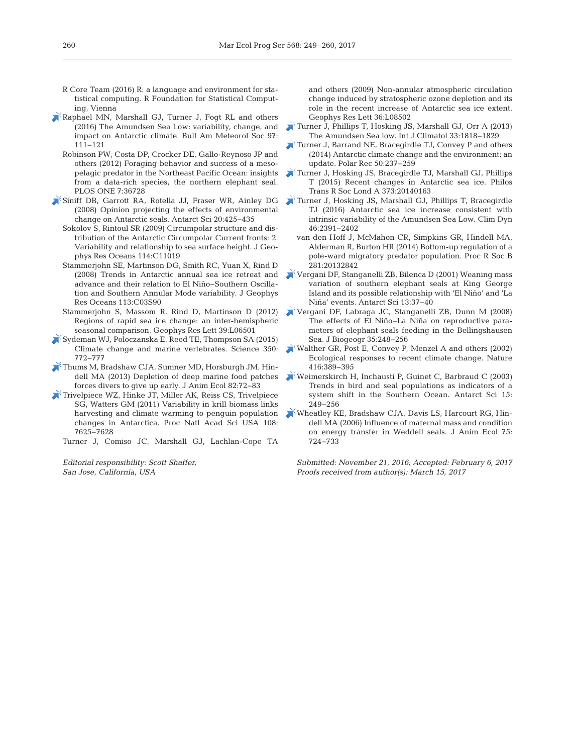R Core Team (2016) R: a language and environment for statistical computing. R Foundation for Statistical Computing, Vienna

Raphael MN, Marshall GJ, Turner J, Fogt RL and others (2016) The Amundsen Sea Low: variability, change, and impact on Antarctic climate. Bull Am Meteorol Soc 97: 111–121

Robinson PW, Costa DP, Crocker DE, Gallo-Reynoso JP and others (2012) Foraging behavior and success of a mesopelagic predator in the Northeast Pacific Ocean: insights from a data-rich species, the northern elephant seal. PLOS ONE 7:36728

Siniff DB, Garrott RA, Rotella JJ, Fraser WR, Ainley DG (2008) Opinion projecting the effects of environmental change on Antarctic seals. Antarct Sci 20:425–435

Sokolov S, Rintoul SR (2009) Circumpolar structure and distribution of the Antarctic Circumpolar Current fronts: 2. Variability and relationship to sea surface height. J Geophys Res Oceans 114:C11019

Stammerjohn SE, Martinson DG, Smith RC, Yuan X, Rind D (2008) Trends in Antarctic annual sea ice retreat and advance and their relation to El Niño–Southern Oscillation and Southern Annular Mode variability. J Geophys Res Oceans 113:C03S90

Stammerjohn S, Massom R, Rind D, Martinson D (2012) Regions of rapid sea ice change: an inter-hemispheric seasonal comparison. Geophys Res Lett 39:L06501

Sydeman WJ, Poloczanska E, Reed TE, Thompson SA (2015) Climate change and marine vertebrates. Science 350: 772–777

Thums M, Bradshaw CJA, Sumner MD, Horsburgh JM, Hindell MA (2013) Depletion of deep marine food patches forces divers to give up early. J Anim Ecol 82:72–83

Trivelpiece WZ, Hinke JT, Miller AK, Reiss CS, Trivelpiece SG, Watters GM (2011) Variability in krill biomass links harvesting and climate warming to penguin population changes in Antarctica. Proc Natl Acad Sci USA 108: 7625–7628

Turner J, Comiso JC, Marshall GJ, Lachlan-Cope TA and others (2009) Non-annular atmospheric circulation change induced by stratospheric ozone depletion and its role in the recent increase of Antarctic sea ice extent. Geophys Res Lett 36:L08502

Turner J, Phillips T, Hosking JS, Marshall GJ, Orr A (2013) The Amundsen Sea low. Int J Climatol 33:1818–1829

Turner J, Barrand NE, Bracegirdle TJ, Convey P and others (2014) Antarctic climate change and the environment: an update. Polar Rec 50:237–259

Turner J, Hosking JS, Bracegirdle TJ, Marshall GJ, Phillips T (2015) Recent changes in Antarctic sea ice. Philos Trans R Soc Lond A 373:20140163

Turner J, Hosking JS, Marshall GJ, Phillips T, Bracegirdle TJ (2016) Antarctic sea ice increase consistent with intrinsic variability of the Amundsen Sea Low. Clim Dyn 46:2391–2402

van den Hoff J, McMahon CR, Simpkins GR, Hindell MA, Alderman R, Burton HR (2014) Bottom-up regulation of a pole-ward migratory predator population. Proc R Soc B 281:20132842

Vergani DF, Stanganelli ZB, Bilenca D (2001) Weaning mass variation of southern elephant seals at King George Island and its possible relationship with 'El Niño' and 'La Niña' events. Antarct Sci 13:37–40

Vergani DF, Labraga JC, Stanganelli ZB, Dunn M (2008) The effects of El Niño–La Niña on reproductive parameters of elephant seals feeding in the Bellingshausen Sea. J Biogeogr 35:248–256

Walther GR, Post E, Convey P, Menzel A and others (2002) Ecological responses to recent climate change. Nature 416:389–395

Weimerskirch H, Inchausti P, Guinet C, Barbraud C (2003) Trends in bird and seal populations as indicators of a system shift in the Southern Ocean. Antarct Sci 15: 249–256

Wheatley KE, Bradshaw CJA, Davis LS, Harcourt RG, Hindell MA (2006) Influence of maternal mass and condition on energy transfer in Weddell seals. J Anim Ecol 75: 724–733

*Editorial responsibility: Scott Shaffer, San Jose, California, USA*

*Submitted: November 21, 2016; Accepted: February 6, 2017*
*Proofs received from author(s): March 15, 2017*